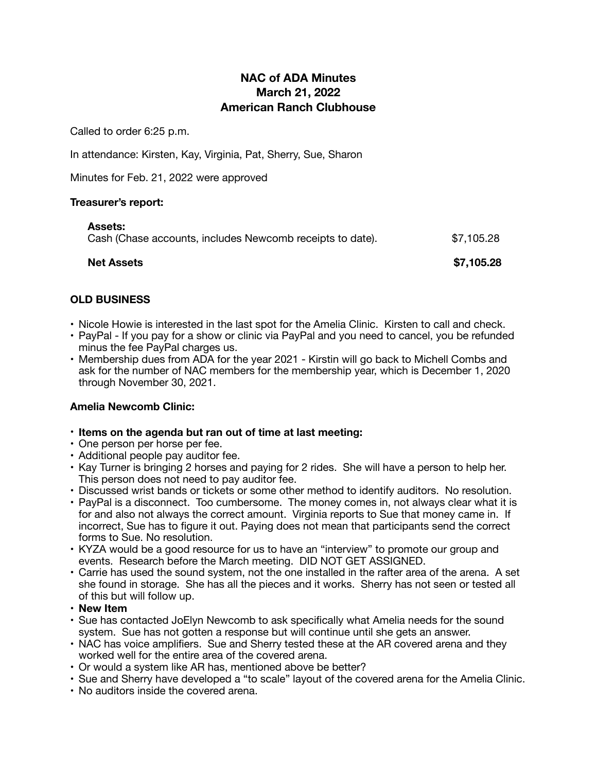# NAC of ADA Minutes
# March 21, 2022
# American Ranch Clubhouse

Called to order 6:25 p.m.

In attendance: Kirsten, Kay, Virginia, Pat, Sherry, Sue, Sharon

Minutes for Feb. 21, 2022 were approved

**Treasurer's report:**

| | |
|---|---|
| **Assets:** | |
| Cash (Chase accounts, includes Newcomb receipts to date). | $7,105.28 |
| **Net Assets** | **$7,105.28** |

## OLD BUSINESS

- Nicole Howie is interested in the last spot for the Amelia Clinic. Kirsten to call and check.
- PayPal - If you pay for a show or clinic via PayPal and you need to cancel, you be refunded minus the fee PayPal charges us.
- Membership dues from ADA for the year 2021 - Kirstin will go back to Michell Combs and ask for the number of NAC members for the membership year, which is December 1, 2020 through November 30, 2021.

**Amelia Newcomb Clinic:**

- **Items on the agenda but ran out of time at last meeting:**
- One person per horse per fee.
- Additional people pay auditor fee.
- Kay Turner is bringing 2 horses and paying for 2 rides. She will have a person to help her. This person does not need to pay auditor fee.
- Discussed wrist bands or tickets or some other method to identify auditors. No resolution.
- PayPal is a disconnect. Too cumbersome. The money comes in, not always clear what it is for and also not always the correct amount. Virginia reports to Sue that money came in. If incorrect, Sue has to figure it out. Paying does not mean that participants send the correct forms to Sue. No resolution.
- KYZA would be a good resource for us to have an "interview" to promote our group and events. Research before the March meeting. DID NOT GET ASSIGNED.
- Carrie has used the sound system, not the one installed in the rafter area of the arena. A set she found in storage. She has all the pieces and it works. Sherry has not seen or tested all of this but will follow up.
- **New Item**
- Sue has contacted JoElyn Newcomb to ask specifically what Amelia needs for the sound system. Sue has not gotten a response but will continue until she gets an answer.
- NAC has voice amplifiers. Sue and Sherry tested these at the AR covered arena and they worked well for the entire area of the covered arena.
- Or would a system like AR has, mentioned above be better?
- Sue and Sherry have developed a "to scale" layout of the covered arena for the Amelia Clinic.
- No auditors inside the covered arena.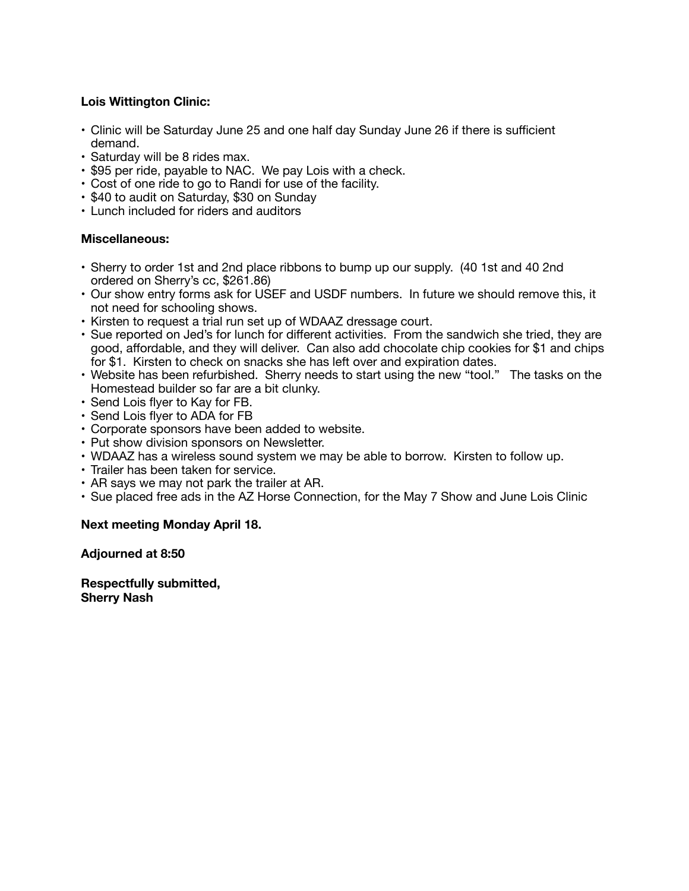**Lois Wittington Clinic:**

- Clinic will be Saturday June 25 and one half day Sunday June 26 if there is sufficient demand.
- Saturday will be 8 rides max.
- $95 per ride, payable to NAC. We pay Lois with a check.
- Cost of one ride to go to Randi for use of the facility.
- $40 to audit on Saturday, $30 on Sunday
- Lunch included for riders and auditors

**Miscellaneous:**

- Sherry to order 1st and 2nd place ribbons to bump up our supply. (40 1st and 40 2nd ordered on Sherry's cc, $261.86)
- Our show entry forms ask for USEF and USDF numbers. In future we should remove this, it not need for schooling shows.
- Kirsten to request a trial run set up of WDAAZ dressage court.
- Sue reported on Jed's for lunch for different activities. From the sandwich she tried, they are good, affordable, and they will deliver. Can also add chocolate chip cookies for $1 and chips for $1. Kirsten to check on snacks she has left over and expiration dates.
- Website has been refurbished. Sherry needs to start using the new "tool." The tasks on the Homestead builder so far are a bit clunky.
- Send Lois flyer to Kay for FB.
- Send Lois flyer to ADA for FB
- Corporate sponsors have been added to website.
- Put show division sponsors on Newsletter.
- WDAAZ has a wireless sound system we may be able to borrow. Kirsten to follow up.
- Trailer has been taken for service.
- AR says we may not park the trailer at AR.
- Sue placed free ads in the AZ Horse Connection, for the May 7 Show and June Lois Clinic

**Next meeting Monday April 18.**

**Adjourned at 8:50**

**Respectfully submitted,**
**Sherry Nash**